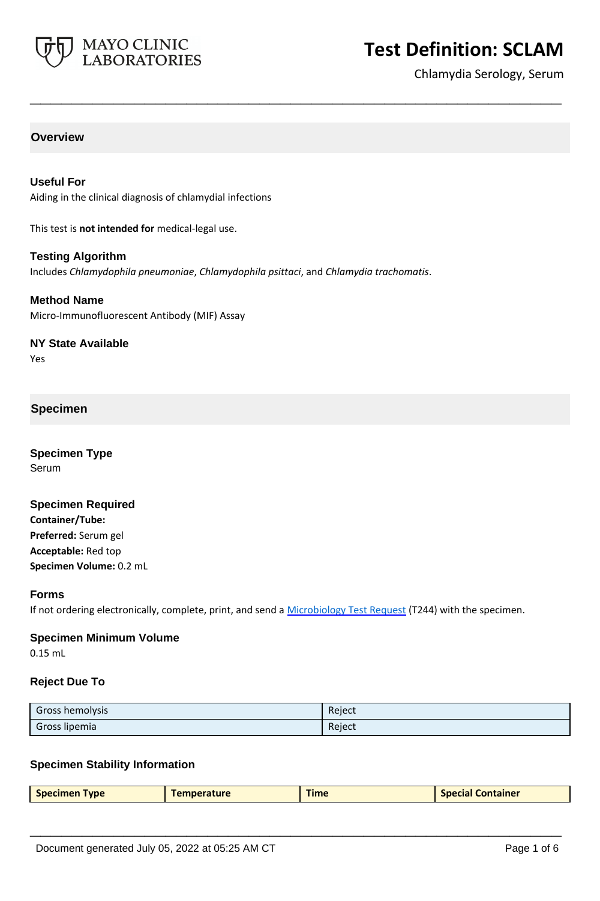# Test Definition: SCLAM

Chlamydia Serology, Serum

## Overview

### Useful For

Aiding in the clinical diagnosis of chlamydial infections

This test is **not intended for** medical-legal use.

### Testing Algorithm

Includes *Chlamydophila pneumoniae*, *Chlamydophila psittaci*, and *Chlamydia trachomatis*.

### Method Name

Micro-Immunofluorescent Antibody (MIF) Assay

### NY State Available

Yes

## Specimen

### Specimen Type

Serum

### Specimen Required

**Container/Tube:**

**Preferred:** Serum gel

**Acceptable:** Red top

**Specimen Volume:** 0.2 mL

### Forms

If not ordering electronically, complete, print, and send a Microbiology Test Request (T244) with the specimen.

### Specimen Minimum Volume

0.15 mL

### Reject Due To

| | |
|---|---|
| Gross hemolysis | Reject |
| Gross lipemia | Reject |

### Specimen Stability Information

| Specimen Type | Temperature | Time | Special Container |
|---|---|---|---|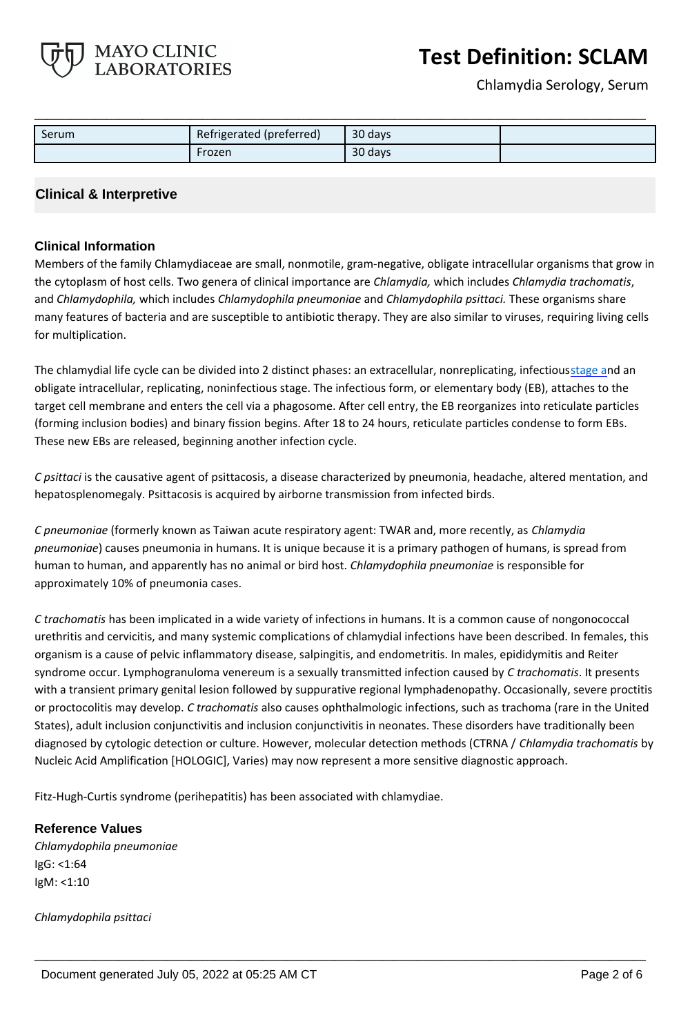| Serum | Refrigerated (preferred) | 30 days | |
|---|---|---|---|
| | Frozen | 30 days | |

## Clinical & Interpretive

### Clinical Information

Members of the family Chlamydiaceae are small, nonmotile, gram-negative, obligate intracellular organisms that grow in the cytoplasm of host cells. Two genera of clinical importance are *Chlamydia,* which includes *Chlamydia trachomatis*, and *Chlamydophila,* which includes *Chlamydophila pneumoniae* and *Chlamydophila psittaci.* These organisms share many features of bacteria and are susceptible to antibiotic therapy. They are also similar to viruses, requiring living cells for multiplication.

The chlamydial life cycle can be divided into 2 distinct phases: an extracellular, nonreplicating, infectious stage and an obligate intracellular, replicating, noninfectious stage. The infectious form, or elementary body (EB), attaches to the target cell membrane and enters the cell via a phagosome. After cell entry, the EB reorganizes into reticulate particles (forming inclusion bodies) and binary fission begins. After 18 to 24 hours, reticulate particles condense to form EBs. These new EBs are released, beginning another infection cycle.

*C psittaci* is the causative agent of psittacosis, a disease characterized by pneumonia, headache, altered mentation, and hepatosplenomegaly. Psittacosis is acquired by airborne transmission from infected birds.

*C pneumoniae* (formerly known as Taiwan acute respiratory agent: TWAR and, more recently, as *Chlamydia pneumoniae*) causes pneumonia in humans. It is unique because it is a primary pathogen of humans, is spread from human to human, and apparently has no animal or bird host. *Chlamydophila pneumoniae* is responsible for approximately 10% of pneumonia cases.

*C trachomatis* has been implicated in a wide variety of infections in humans. It is a common cause of nongonococcal urethritis and cervicitis, and many systemic complications of chlamydial infections have been described. In females, this organism is a cause of pelvic inflammatory disease, salpingitis, and endometritis. In males, epididymitis and Reiter syndrome occur. Lymphogranuloma venereum is a sexually transmitted infection caused by *C trachomatis*. It presents with a transient primary genital lesion followed by suppurative regional lymphadenopathy. Occasionally, severe proctitis or proctocolitis may develop. *C trachomatis* also causes ophthalmologic infections, such as trachoma (rare in the United States), adult inclusion conjunctivitis and inclusion conjunctivitis in neonates. These disorders have traditionally been diagnosed by cytologic detection or culture. However, molecular detection methods (CTRNA / *Chlamydia trachomatis* by Nucleic Acid Amplification [HOLOGIC], Varies) may now represent a more sensitive diagnostic approach.

Fitz-Hugh-Curtis syndrome (perihepatitis) has been associated with chlamydiae.

### Reference Values

*Chlamydophila pneumoniae*
IgG: <1:64
IgM: <1:10

*Chlamydophila psittaci*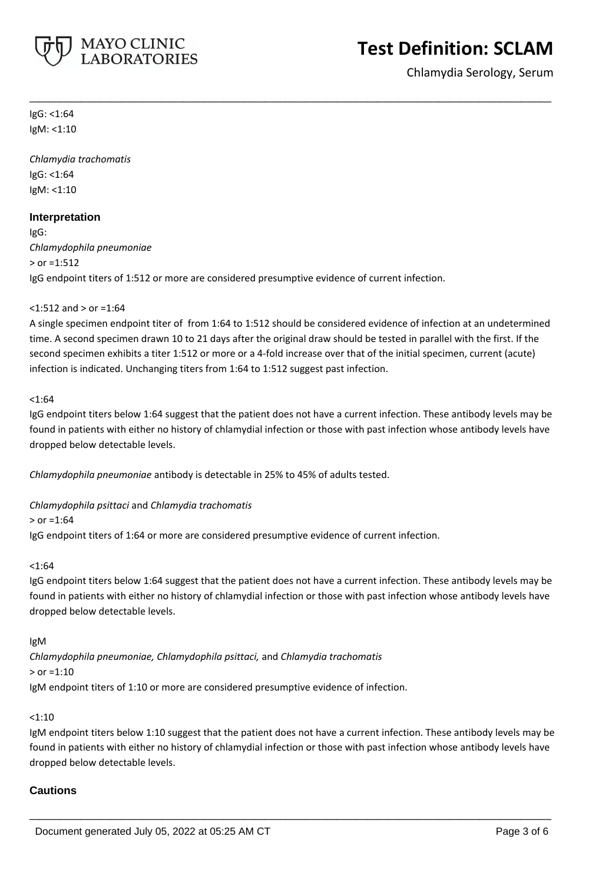IgG: <1:64
IgM: <1:10

*Chlamydia trachomatis*
IgG: <1:64
IgM: <1:10

## Interpretation

IgG:
*Chlamydophila pneumoniae*
> or =1:512
IgG endpoint titers of 1:512 or more are considered presumptive evidence of current infection.

<1:512 and > or =1:64
A single specimen endpoint titer of from 1:64 to 1:512 should be considered evidence of infection at an undetermined time. A second specimen drawn 10 to 21 days after the original draw should be tested in parallel with the first. If the second specimen exhibits a titer 1:512 or more or a 4-fold increase over that of the initial specimen, current (acute) infection is indicated. Unchanging titers from 1:64 to 1:512 suggest past infection.

<1:64
IgG endpoint titers below 1:64 suggest that the patient does not have a current infection. These antibody levels may be found in patients with either no history of chlamydial infection or those with past infection whose antibody levels have dropped below detectable levels.

*Chlamydophila pneumoniae* antibody is detectable in 25% to 45% of adults tested.

*Chlamydophila psittaci* and *Chlamydia trachomatis*
> or =1:64
IgG endpoint titers of 1:64 or more are considered presumptive evidence of current infection.

<1:64
IgG endpoint titers below 1:64 suggest that the patient does not have a current infection. These antibody levels may be found in patients with either no history of chlamydial infection or those with past infection whose antibody levels have dropped below detectable levels.

IgM
*Chlamydophila pneumoniae, Chlamydophila psittaci,* and *Chlamydia trachomatis*
> or =1:10
IgM endpoint titers of 1:10 or more are considered presumptive evidence of infection.

<1:10
IgM endpoint titers below 1:10 suggest that the patient does not have a current infection. These antibody levels may be found in patients with either no history of chlamydial infection or those with past infection whose antibody levels have dropped below detectable levels.

## Cautions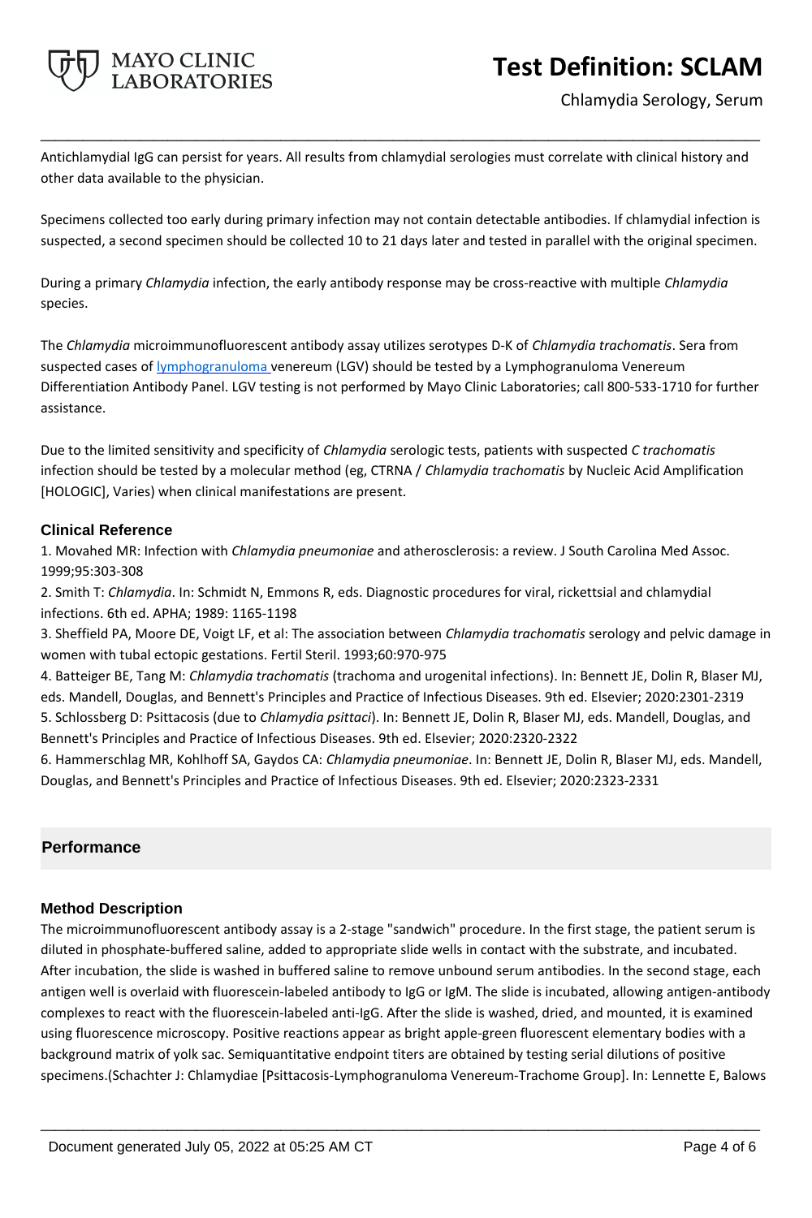Antichlamydial IgG can persist for years. All results from chlamydial serologies must correlate with clinical history and other data available to the physician.

Specimens collected too early during primary infection may not contain detectable antibodies. If chlamydial infection is suspected, a second specimen should be collected 10 to 21 days later and tested in parallel with the original specimen.

During a primary *Chlamydia* infection, the early antibody response may be cross-reactive with multiple *Chlamydia* species.

The *Chlamydia* microimmunofluorescent antibody assay utilizes serotypes D-K of *Chlamydia trachomatis*. Sera from suspected cases of lymphogranuloma venereum (LGV) should be tested by a Lymphogranuloma Venereum Differentiation Antibody Panel. LGV testing is not performed by Mayo Clinic Laboratories; call 800-533-1710 for further assistance.

Due to the limited sensitivity and specificity of *Chlamydia* serologic tests, patients with suspected *C trachomatis* infection should be tested by a molecular method (eg, CTRNA / *Chlamydia trachomatis* by Nucleic Acid Amplification [HOLOGIC], Varies) when clinical manifestations are present.

### Clinical Reference

1. Movahed MR: Infection with *Chlamydia pneumoniae* and atherosclerosis: a review. J South Carolina Med Assoc. 1999;95:303-308
2. Smith T: *Chlamydia*. In: Schmidt N, Emmons R, eds. Diagnostic procedures for viral, rickettsial and chlamydial infections. 6th ed. APHA; 1989: 1165-1198
3. Sheffield PA, Moore DE, Voigt LF, et al: The association between *Chlamydia trachomatis* serology and pelvic damage in women with tubal ectopic gestations. Fertil Steril. 1993;60:970-975
4. Batteiger BE, Tang M: *Chlamydia trachomatis* (trachoma and urogenital infections). In: Bennett JE, Dolin R, Blaser MJ, eds. Mandell, Douglas, and Bennett's Principles and Practice of Infectious Diseases. 9th ed. Elsevier; 2020:2301-2319
5. Schlossberg D: Psittacosis (due to *Chlamydia psittaci*). In: Bennett JE, Dolin R, Blaser MJ, eds. Mandell, Douglas, and Bennett's Principles and Practice of Infectious Diseases. 9th ed. Elsevier; 2020:2320-2322
6. Hammerschlag MR, Kohlhoff SA, Gaydos CA: *Chlamydia pneumoniae*. In: Bennett JE, Dolin R, Blaser MJ, eds. Mandell, Douglas, and Bennett's Principles and Practice of Infectious Diseases. 9th ed. Elsevier; 2020:2323-2331

## Performance

### Method Description

The microimmunofluorescent antibody assay is a 2-stage "sandwich" procedure. In the first stage, the patient serum is diluted in phosphate-buffered saline, added to appropriate slide wells in contact with the substrate, and incubated. After incubation, the slide is washed in buffered saline to remove unbound serum antibodies. In the second stage, each antigen well is overlaid with fluorescein-labeled antibody to IgG or IgM. The slide is incubated, allowing antigen-antibody complexes to react with the fluorescein-labeled anti-IgG. After the slide is washed, dried, and mounted, it is examined using fluorescence microscopy. Positive reactions appear as bright apple-green fluorescent elementary bodies with a background matrix of yolk sac. Semiquantitative endpoint titers are obtained by testing serial dilutions of positive specimens.(Schachter J: Chlamydiae [Psittacosis-Lymphogranuloma Venereum-Trachome Group]. In: Lennette E, Balows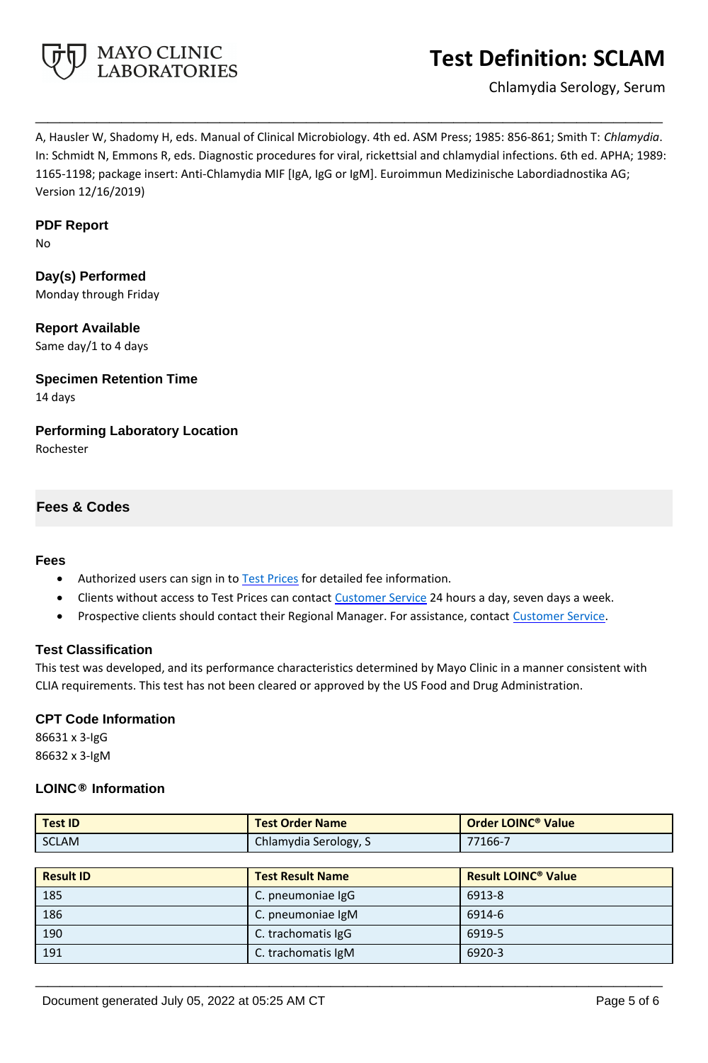A, Hausler W, Shadomy H, eds. Manual of Clinical Microbiology. 4th ed. ASM Press; 1985: 856-861; Smith T: *Chlamydia*. In: Schmidt N, Emmons R, eds. Diagnostic procedures for viral, rickettsial and chlamydial infections. 6th ed. APHA; 1989: 1165-1198; package insert: Anti-Chlamydia MIF [IgA, IgG or IgM]. Euroimmun Medizinische Labordiadnostika AG; Version 12/16/2019)

### PDF Report
No

### Day(s) Performed
Monday through Friday

### Report Available
Same day/1 to 4 days

### Specimen Retention Time
14 days

### Performing Laboratory Location
Rochester

## Fees & Codes

### Fees
- Authorized users can sign in to Test Prices for detailed fee information.
- Clients without access to Test Prices can contact Customer Service 24 hours a day, seven days a week.
- Prospective clients should contact their Regional Manager. For assistance, contact Customer Service.

### Test Classification
This test was developed, and its performance characteristics determined by Mayo Clinic in a manner consistent with CLIA requirements. This test has not been cleared or approved by the US Food and Drug Administration.

### CPT Code Information
86631 x 3-IgG
86632 x 3-IgM

### LOINC® Information

| Test ID | Test Order Name | Order LOINC® Value |
|---|---|---|
| SCLAM | Chlamydia Serology, S | 77166-7 |

| Result ID | Test Result Name | Result LOINC® Value |
|---|---|---|
| 185 | C. pneumoniae IgG | 6913-8 |
| 186 | C. pneumoniae IgM | 6914-6 |
| 190 | C. trachomatis IgG | 6919-5 |
| 191 | C. trachomatis IgM | 6920-3 |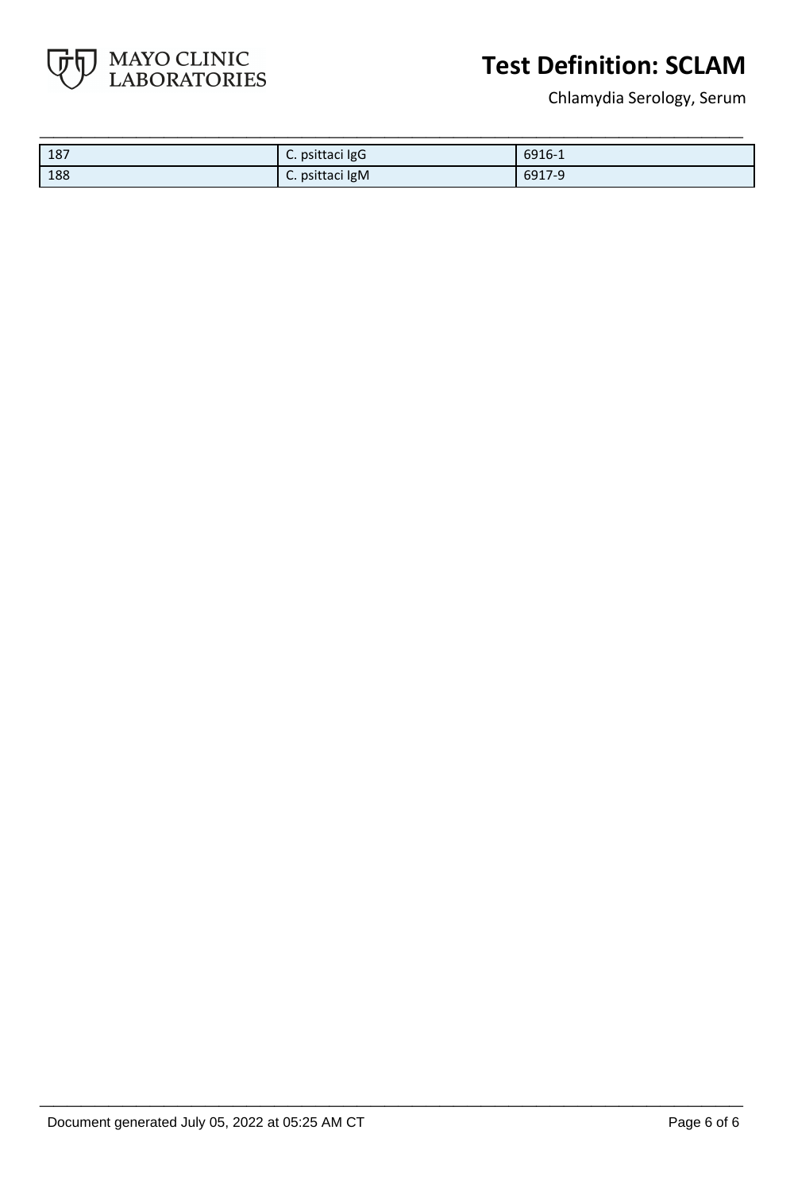| | | |
|---|---|---|
| 187 | C. psittaci IgG | 6916-1 |
| 188 | C. psittaci IgM | 6917-9 |